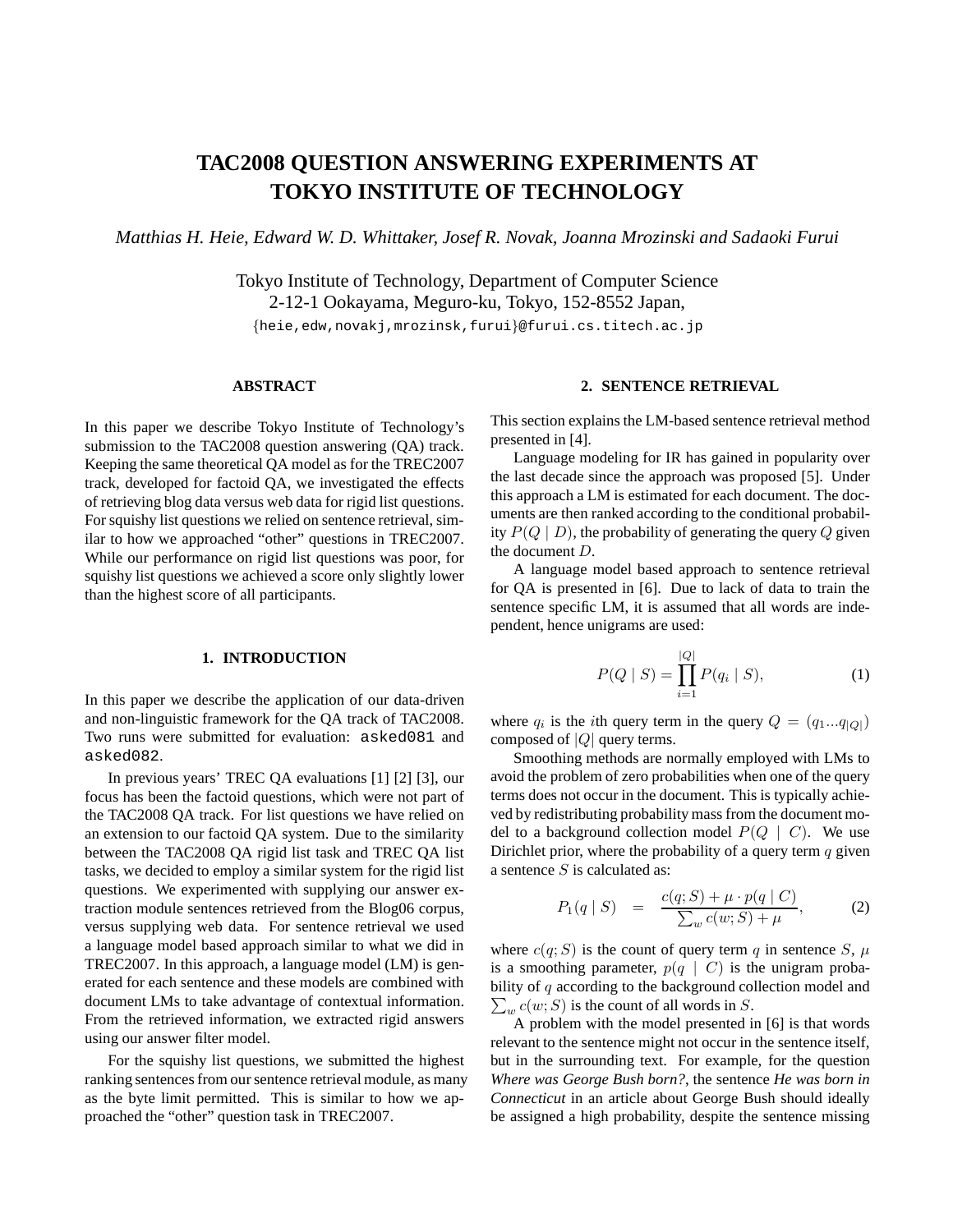# TAC2008 QUESTION ANSWERING EXPERIMENTS AT TOKYO INSTITUTE OF TECHNOLOGY

*Matthias H. Heie, Edward W. D. Whittaker, Josef R. Novak, Joanna Mrozinski and Sadaoki Furui*

Tokyo Institute of Technology, Department of Computer Science
2-12-1 Ookayama, Meguro-ku, Tokyo, 152-8552 Japan,
{heie,edw,novakj,mrozinsk,furui}@furui.cs.titech.ac.jp

## ABSTRACT

In this paper we describe Tokyo Institute of Technology's submission to the TAC2008 question answering (QA) track. Keeping the same theoretical QA model as for the TREC2007 track, developed for factoid QA, we investigated the effects of retrieving blog data versus web data for rigid list questions. For squishy list questions we relied on sentence retrieval, similar to how we approached "other" questions in TREC2007. While our performance on rigid list questions was poor, for squishy list questions we achieved a score only slightly lower than the highest score of all participants.

## 1. INTRODUCTION

In this paper we describe the application of our data-driven and non-linguistic framework for the QA track of TAC2008. Two runs were submitted for evaluation: asked081 and asked082.

In previous years' TREC QA evaluations [1] [2] [3], our focus has been the factoid questions, which were not part of the TAC2008 QA track. For list questions we have relied on an extension to our factoid QA system. Due to the similarity between the TAC2008 QA rigid list task and TREC QA list tasks, we decided to employ a similar system for the rigid list questions. We experimented with supplying our answer extraction module sentences retrieved from the Blog06 corpus, versus supplying web data. For sentence retrieval we used a language model based approach similar to what we did in TREC2007. In this approach, a language model (LM) is generated for each sentence and these models are combined with document LMs to take advantage of contextual information. From the retrieved information, we extracted rigid answers using our answer filter model.

For the squishy list questions, we submitted the highest ranking sentences from our sentence retrieval module, as many as the byte limit permitted. This is similar to how we approached the "other" question task in TREC2007.

## 2. SENTENCE RETRIEVAL

This section explains the LM-based sentence retrieval method presented in [4].

Language modeling for IR has gained in popularity over the last decade since the approach was proposed [5]. Under this approach a LM is estimated for each document. The documents are then ranked according to the conditional probability $P(Q \mid D)$, the probability of generating the query $Q$ given the document $D$.

A language model based approach to sentence retrieval for QA is presented in [6]. Due to lack of data to train the sentence specific LM, it is assumed that all words are independent, hence unigrams are used:

$$P(Q \mid S) = \prod_{i=1}^{|Q|} P(q_i \mid S), \tag{1}$$

where $q_i$ is the $i$th query term in the query $Q = (q_1...q_{|Q|})$ composed of $|Q|$ query terms.

Smoothing methods are normally employed with LMs to avoid the problem of zero probabilities when one of the query terms does not occur in the document. This is typically achieved by redistributing probability mass from the document model to a background collection model $P(Q \mid C)$. We use Dirichlet prior, where the probability of a query term $q$ given a sentence $S$ is calculated as:

$$P_1(q \mid S) \;\; = \;\; \frac{c(q;S) + \mu \cdot p(q \mid C)}{\sum_w c(w;S) + \mu}, \tag{2}$$

where $c(q;S)$ is the count of query term $q$ in sentence $S$, $\mu$ is a smoothing parameter, $p(q \mid C)$ is the unigram probability of $q$ according to the background collection model and $\sum_w c(w;S)$ is the count of all words in $S$.

A problem with the model presented in [6] is that words relevant to the sentence might not occur in the sentence itself, but in the surrounding text. For example, for the question *Where was George Bush born?*, the sentence *He was born in Connecticut* in an article about George Bush should ideally be assigned a high probability, despite the sentence missing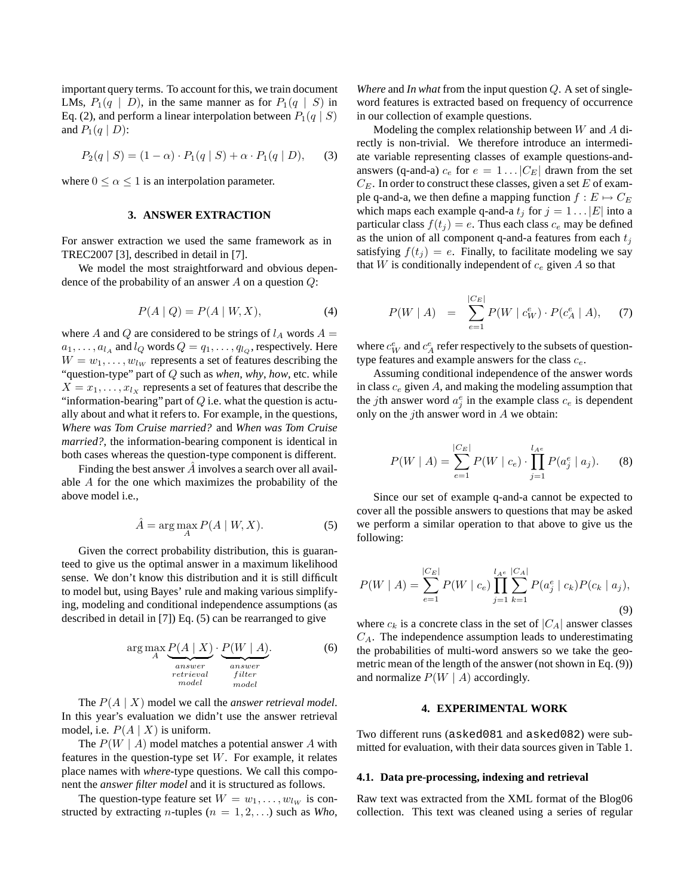important query terms. To account for this, we train document LMs, $P_1(q \mid D)$, in the same manner as for $P_1(q \mid S)$ in Eq. (2), and perform a linear interpolation between $P_1(q \mid S)$ and $P_1(q \mid D)$:

$$P_2(q \mid S) = (1 - \alpha) \cdot P_1(q \mid S) + \alpha \cdot P_1(q \mid D), \quad (3)$$

where $0 \leq \alpha \leq 1$ is an interpolation parameter.

## 3. ANSWER EXTRACTION

For answer extraction we used the same framework as in TREC2007 [3], described in detail in [7].

We model the most straightforward and obvious dependence of the probability of an answer $A$ on a question $Q$:

$$P(A \mid Q) = P(A \mid W, X), \quad (4)$$

where $A$ and $Q$ are considered to be strings of $l_A$ words $A = a_1, \ldots, a_{l_A}$ and $l_Q$ words $Q = q_1, \ldots, q_{l_Q}$, respectively. Here $W = w_1, \ldots, w_{l_W}$ represents a set of features describing the "question-type" part of $Q$ such as *when*, *why*, *how*, etc. while $X = x_1, \ldots, x_{l_X}$ represents a set of features that describe the "information-bearing" part of $Q$ i.e. what the question is actually about and what it refers to. For example, in the questions, *Where was Tom Cruise married?* and *When was Tom Cruise married?*, the information-bearing component is identical in both cases whereas the question-type component is different.

Finding the best answer $\hat{A}$ involves a search over all available $A$ for the one which maximizes the probability of the above model i.e.,

$$\hat{A} = \arg\max_A P(A \mid W, X). \quad (5)$$

Given the correct probability distribution, this is guaranteed to give us the optimal answer in a maximum likelihood sense. We don't know this distribution and it is still difficult to model but, using Bayes' rule and making various simplifying, modeling and conditional independence assumptions (as described in detail in [7]) Eq. (5) can be rearranged to give

$$\arg\max_A \underbrace{P(A \mid X)}_{\substack{answer \\ retrieval \\ model}} \cdot \underbrace{P(W \mid A)}_{\substack{answer \\ filter \\ model}}. \quad (6)$$

The $P(A \mid X)$ model we call the *answer retrieval model*. In this year's evaluation we didn't use the answer retrieval model, i.e. $P(A \mid X)$ is uniform.

The $P(W \mid A)$ model matches a potential answer $A$ with features in the question-type set $W$. For example, it relates place names with *where*-type questions. We call this component the ***answer filter model*** and it is structured as follows.

The question-type feature set $W = w_1, \ldots, w_{l_W}$ is constructed by extracting $n$-tuples ($n = 1, 2, \ldots$) such as *Who*, *Where* and *In what* from the input question $Q$. A set of single-word features is extracted based on frequency of occurrence in our collection of example questions.

Modeling the complex relationship between $W$ and $A$ directly is non-trivial. We therefore introduce an intermediate variable representing classes of example questions-and-answers (q-and-a) $c_e$ for $e = 1 \ldots |C_E|$ drawn from the set $C_E$. In order to construct these classes, given a set $E$ of example q-and-a, we then define a mapping function $f : E \mapsto C_E$ which maps each example q-and-a $t_j$ for $j = 1 \ldots |E|$ into a particular class $f(t_j) = e$. Thus each class $c_e$ may be defined as the union of all component q-and-a features from each $t_j$ satisfying $f(t_j) = e$. Finally, to facilitate modeling we say that $W$ is conditionally independent of $c_e$ given $A$ so that

$$P(W \mid A) = \sum_{e=1}^{|C_E|} P(W \mid c_W^e) \cdot P(c_A^e \mid A), \quad (7)$$

where $c_W^e$ and $c_A^e$ refer respectively to the subsets of question-type features and example answers for the class $c_e$.

Assuming conditional independence of the answer words in class $c_e$ given $A$, and making the modeling assumption that the $j$th answer word $a_j^e$ in the example class $c_e$ is dependent only on the $j$th answer word in $A$ we obtain:

$$P(W \mid A) = \sum_{e=1}^{|C_E|} P(W \mid c_e) \cdot \prod_{j=1}^{l_{A^e}} P(a_j^e \mid a_j). \quad (8)$$

Since our set of example q-and-a cannot be expected to cover all the possible answers to questions that may be asked we perform a similar operation to that above to give us the following:

$$P(W \mid A) = \sum_{e=1}^{|C_E|} P(W \mid c_e) \prod_{j=1}^{l_{A^e}} \sum_{k=1}^{|C_A|} P(a_j^e \mid c_k) P(c_k \mid a_j), \quad (9)$$

where $c_k$ is a concrete class in the set of $|C_A|$ answer classes $C_A$. The independence assumption leads to underestimating the probabilities of multi-word answers so we take the geometric mean of the length of the answer (not shown in Eq. (9)) and normalize $P(W \mid A)$ accordingly.

## 4. EXPERIMENTAL WORK

Two different runs (`asked081` and `asked082`) were submitted for evaluation, with their data sources given in Table 1.

### 4.1. Data pre-processing, indexing and retrieval

Raw text was extracted from the XML format of the Blog06 collection. This text was cleaned using a series of regular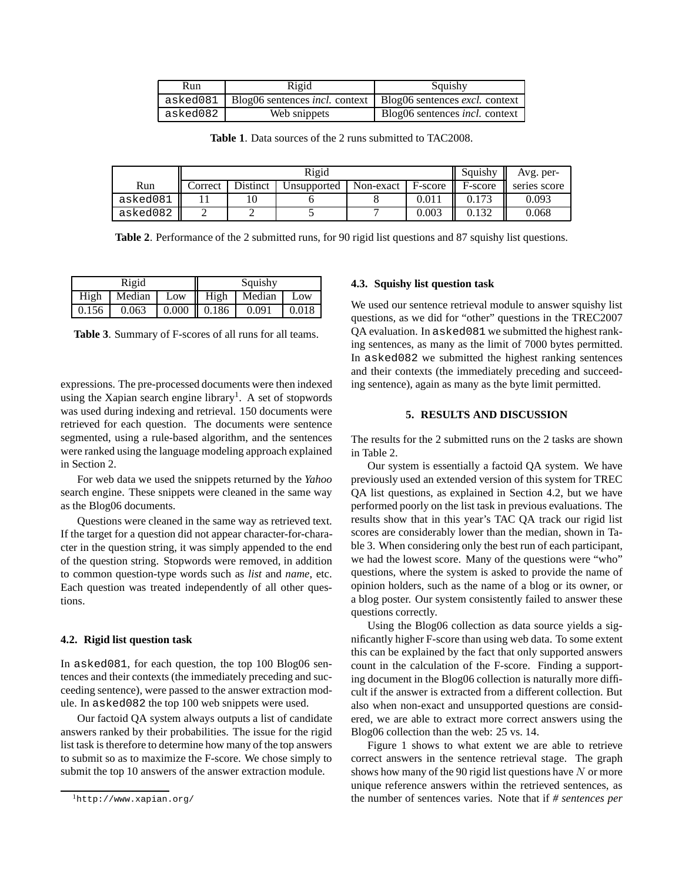| Run | Rigid | Squishy |
|---|---|---|
| asked081 | Blog06 sentences *incl.* context | Blog06 sentences *excl.* context |
| asked082 | Web snippets | Blog06 sentences *incl.* context |

**Table 1**. Data sources of the 2 runs submitted to TAC2008.

| | Rigid | | | | | Squishy | Avg. per- |
|---|---|---|---|---|---|---|---|
| Run | Correct | Distinct | Unsupported | Non-exact | F-score | F-score | series score |
| asked081 | 11 | 10 | 6 | 8 | 0.011 | 0.173 | 0.093 |
| asked082 | 2 | 2 | 5 | 7 | 0.003 | 0.132 | 0.068 |

**Table 2**. Performance of the 2 submitted runs, for 90 rigid list questions and 87 squishy list questions.

| Rigid | | | Squishy | | |
|---|---|---|---|---|---|
| High | Median | Low | High | Median | Low |
| 0.156 | 0.063 | 0.000 | 0.186 | 0.091 | 0.018 |

**Table 3**. Summary of F-scores of all runs for all teams.

expressions. The pre-processed documents were then indexed using the Xapian search engine library[1]. A set of stopwords was used during indexing and retrieval. 150 documents were retrieved for each question. The documents were sentence segmented, using a rule-based algorithm, and the sentences were ranked using the language modeling approach explained in Section 2.

For web data we used the snippets returned by the *Yahoo* search engine. These snippets were cleaned in the same way as the Blog06 documents.

Questions were cleaned in the same way as retrieved text. If the target for a question did not appear character-for-character in the question string, it was simply appended to the end of the question string. Stopwords were removed, in addition to common question-type words such as *list* and *name*, etc. Each question was treated independently of all other questions.

### 4.2. Rigid list question task

In asked081, for each question, the top 100 Blog06 sentences and their contexts (the immediately preceding and succeeding sentence), were passed to the answer extraction module. In asked082 the top 100 web snippets were used.

Our factoid QA system always outputs a list of candidate answers ranked by their probabilities. The issue for the rigid list task is therefore to determine how many of the top answers to submit so as to maximize the F-score. We chose simply to submit the top 10 answers of the answer extraction module.

[1] http://www.xapian.org/

### 4.3. Squishy list question task

We used our sentence retrieval module to answer squishy list questions, as we did for "other" questions in the TREC2007 QA evaluation. In asked081 we submitted the highest ranking sentences, as many as the limit of 7000 bytes permitted. In asked082 we submitted the highest ranking sentences and their contexts (the immediately preceding and succeeding sentence), again as many as the byte limit permitted.

## 5. RESULTS AND DISCUSSION

The results for the 2 submitted runs on the 2 tasks are shown in Table 2.

Our system is essentially a factoid QA system. We have previously used an extended version of this system for TREC QA list questions, as explained in Section 4.2, but we have performed poorly on the list task in previous evaluations. The results show that in this year's TAC QA track our rigid list scores are considerably lower than the median, shown in Table 3. When considering only the best run of each participant, we had the lowest score. Many of the questions were "who" questions, where the system is asked to provide the name of opinion holders, such as the name of a blog or its owner, or a blog poster. Our system consistently failed to answer these questions correctly.

Using the Blog06 collection as data source yields a significantly higher F-score than using web data. To some extent this can be explained by the fact that only supported answers count in the calculation of the F-score. Finding a supporting document in the Blog06 collection is naturally more difficult if the answer is extracted from a different collection. But also when non-exact and unsupported questions are considered, we are able to extract more correct answers using the Blog06 collection than the web: 25 vs. 14.

Figure 1 shows to what extent we are able to retrieve correct answers in the sentence retrieval stage. The graph shows how many of the 90 rigid list questions have $N$ or more unique reference answers within the retrieved sentences, as the number of sentences varies. Note that if *# sentences per*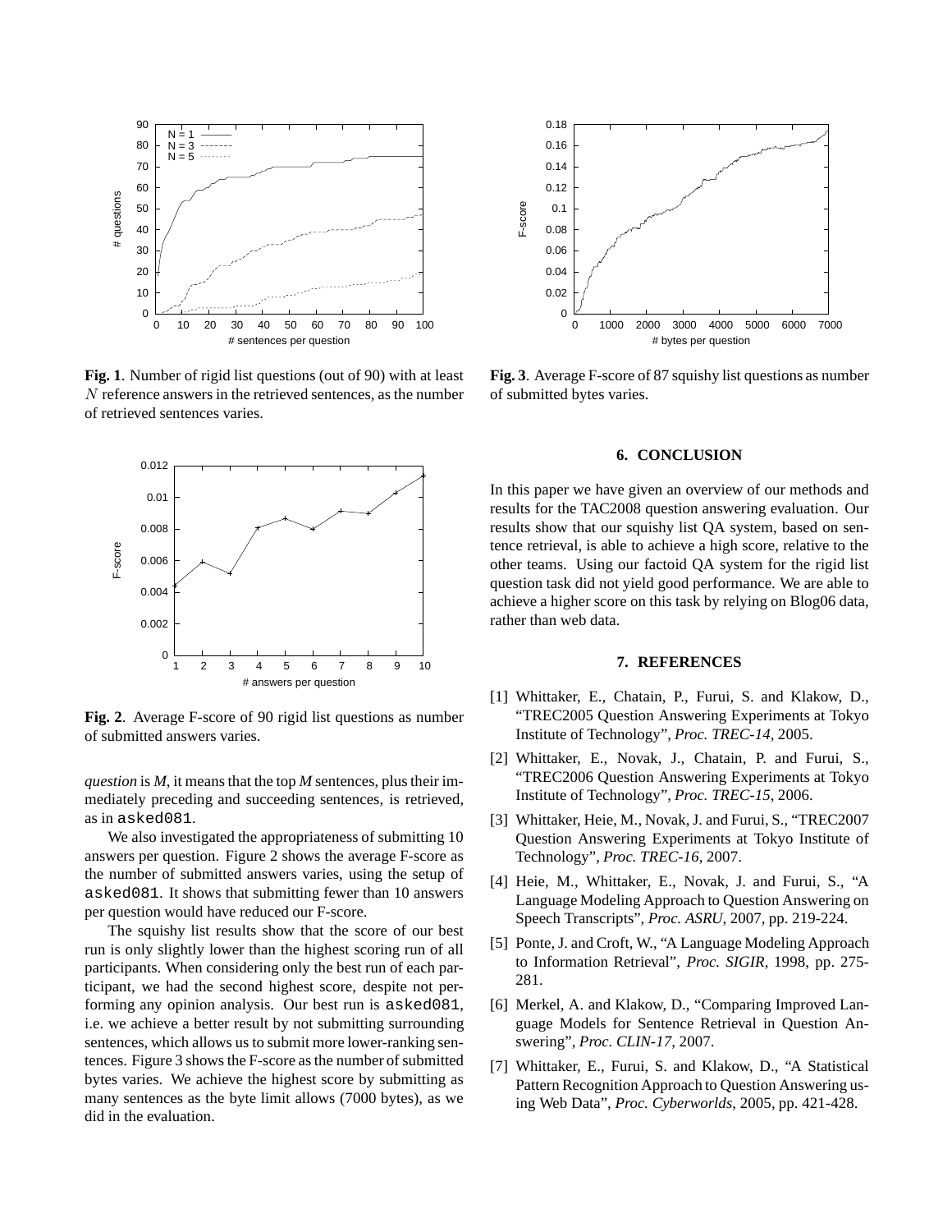90
80
70
60
50
40
30
20
10
0
# questions
N = 1
N = 3
N = 5
0 10 20 30 40 50 60 70 80 90 100
# sentences per question

**Fig. 1**. Number of rigid list questions (out of 90) with at least $N$ reference answers in the retrieved sentences, as the number of retrieved sentences varies.

0.012
0.01
0.008
0.006
0.004
0.002
0
F-score
1 2 3 4 5 6 7 8 9 10
# answers per question

**Fig. 2**. Average F-score of 90 rigid list questions as number of submitted answers varies.

*question* is *M*, it means that the top *M* sentences, plus their immediately preceding and succeeding sentences, is retrieved, as in asked081.

We also investigated the appropriateness of submitting 10 answers per question. Figure 2 shows the average F-score as the number of submitted answers varies, using the setup of asked081. It shows that submitting fewer than 10 answers per question would have reduced our F-score.

The squishy list results show that the score of our best run is only slightly lower than the highest scoring run of all participants. When considering only the best run of each participant, we had the second highest score, despite not performing any opinion analysis. Our best run is asked081, i.e. we achieve a better result by not submitting surrounding sentences, which allows us to submit more lower-ranking sentences. Figure 3 shows the F-score as the number of submitted bytes varies. We achieve the highest score by submitting as many sentences as the byte limit allows (7000 bytes), as we did in the evaluation.

0.18
0.16
0.14
0.12
0.1
0.08
0.06
0.04
0.02
0
F-score
0 1000 2000 3000 4000 5000 6000 7000
# bytes per question

**Fig. 3**. Average F-score of 87 squishy list questions as number of submitted bytes varies.

## 6. CONCLUSION

In this paper we have given an overview of our methods and results for the TAC2008 question answering evaluation. Our results show that our squishy list QA system, based on sentence retrieval, is able to achieve a high score, relative to the other teams. Using our factoid QA system for the rigid list question task did not yield good performance. We are able to achieve a higher score on this task by relying on Blog06 data, rather than web data.

## 7. REFERENCES

[1] Whittaker, E., Chatain, P., Furui, S. and Klakow, D., "TREC2005 Question Answering Experiments at Tokyo Institute of Technology", *Proc. TREC-14*, 2005.

[2] Whittaker, E., Novak, J., Chatain, P. and Furui, S., "TREC2006 Question Answering Experiments at Tokyo Institute of Technology", *Proc. TREC-15*, 2006.

[3] Whittaker, Heie, M., Novak, J. and Furui, S., "TREC2007 Question Answering Experiments at Tokyo Institute of Technology", *Proc. TREC-16*, 2007.

[4] Heie, M., Whittaker, E., Novak, J. and Furui, S., "A Language Modeling Approach to Question Answering on Speech Transcripts", *Proc. ASRU*, 2007, pp. 219-224.

[5] Ponte, J. and Croft, W., "A Language Modeling Approach to Information Retrieval", *Proc. SIGIR*, 1998, pp. 275-281.

[6] Merkel, A. and Klakow, D., "Comparing Improved Language Models for Sentence Retrieval in Question Answering", *Proc. CLIN-17*, 2007.

[7] Whittaker, E., Furui, S. and Klakow, D., "A Statistical Pattern Recognition Approach to Question Answering using Web Data", *Proc. Cyberworlds*, 2005, pp. 421-428.